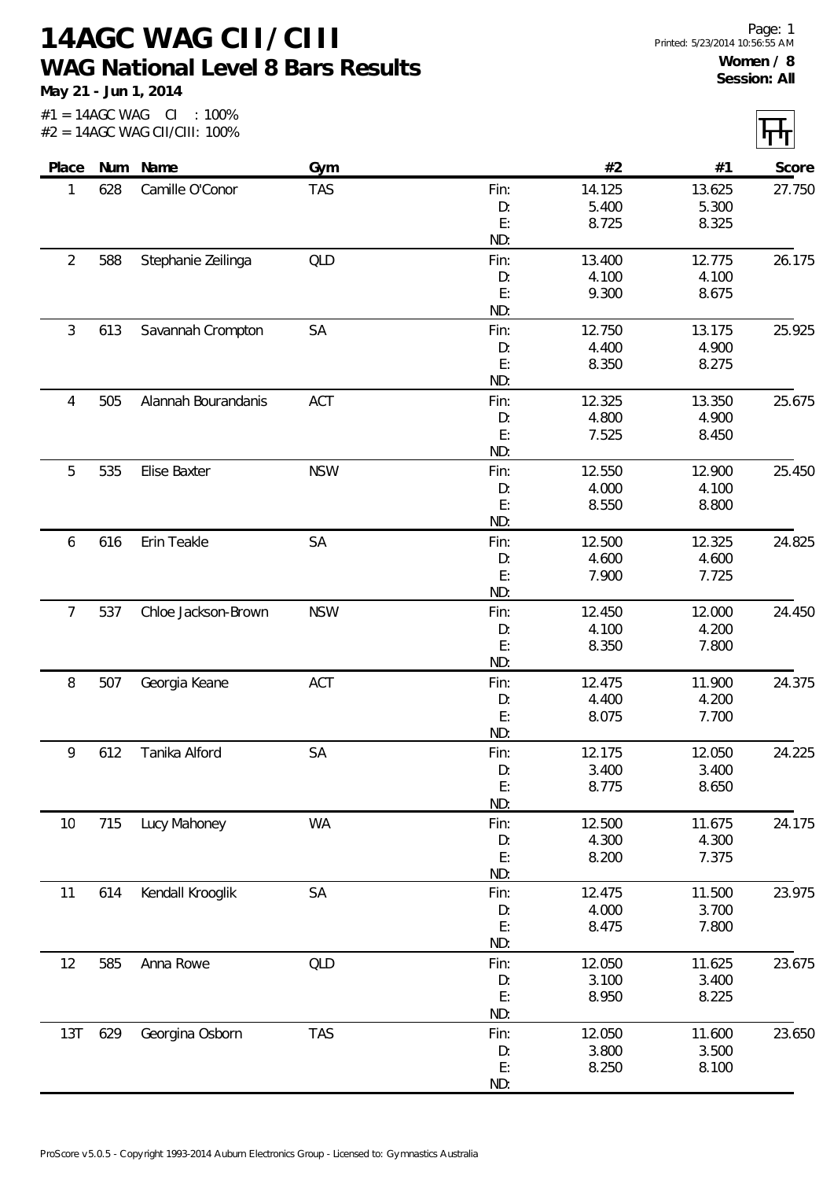# 14AGC WAG CII/CIII

## WAG National Level 8 Bars Results

**May 21 - Jun 1, 2014**

Page: 1
Printed: 5/23/2014 10:56:55 AM

**Women / 8**
**Session: All**

#1 = 14AGC WAG CI : 100%
#2 = 14AGC WAG CII/CIII: 100%

| Place | Num | Name | Gym | | #2 | #1 | Score |
|---|---|---|---|---|---|---|---|
| 1 | 628 | Camille O'Conor | TAS | Fin: | 14.125 | 13.625 | 27.750 |
| | | | | D: | 5.400 | 5.300 | |
| | | | | E: | 8.725 | 8.325 | |
| | | | | ND: | | | |
| 2 | 588 | Stephanie Zeilinga | QLD | Fin: | 13.400 | 12.775 | 26.175 |
| | | | | D: | 4.100 | 4.100 | |
| | | | | E: | 9.300 | 8.675 | |
| | | | | ND: | | | |
| 3 | 613 | Savannah Crompton | SA | Fin: | 12.750 | 13.175 | 25.925 |
| | | | | D: | 4.400 | 4.900 | |
| | | | | E: | 8.350 | 8.275 | |
| | | | | ND: | | | |
| 4 | 505 | Alannah Bourandanis | ACT | Fin: | 12.325 | 13.350 | 25.675 |
| | | | | D: | 4.800 | 4.900 | |
| | | | | E: | 7.525 | 8.450 | |
| | | | | ND: | | | |
| 5 | 535 | Elise Baxter | NSW | Fin: | 12.550 | 12.900 | 25.450 |
| | | | | D: | 4.000 | 4.100 | |
| | | | | E: | 8.550 | 8.800 | |
| | | | | ND: | | | |
| 6 | 616 | Erin Teakle | SA | Fin: | 12.500 | 12.325 | 24.825 |
| | | | | D: | 4.600 | 4.600 | |
| | | | | E: | 7.900 | 7.725 | |
| | | | | ND: | | | |
| 7 | 537 | Chloe Jackson-Brown | NSW | Fin: | 12.450 | 12.000 | 24.450 |
| | | | | D: | 4.100 | 4.200 | |
| | | | | E: | 8.350 | 7.800 | |
| | | | | ND: | | | |
| 8 | 507 | Georgia Keane | ACT | Fin: | 12.475 | 11.900 | 24.375 |
| | | | | D: | 4.400 | 4.200 | |
| | | | | E: | 8.075 | 7.700 | |
| | | | | ND: | | | |
| 9 | 612 | Tanika Alford | SA | Fin: | 12.175 | 12.050 | 24.225 |
| | | | | D: | 3.400 | 3.400 | |
| | | | | E: | 8.775 | 8.650 | |
| | | | | ND: | | | |
| 10 | 715 | Lucy Mahoney | WA | Fin: | 12.500 | 11.675 | 24.175 |
| | | | | D: | 4.300 | 4.300 | |
| | | | | E: | 8.200 | 7.375 | |
| | | | | ND: | | | |
| 11 | 614 | Kendall Krooglik | SA | Fin: | 12.475 | 11.500 | 23.975 |
| | | | | D: | 4.000 | 3.700 | |
| | | | | E: | 8.475 | 7.800 | |
| | | | | ND: | | | |
| 12 | 585 | Anna Rowe | QLD | Fin: | 12.050 | 11.625 | 23.675 |
| | | | | D: | 3.100 | 3.400 | |
| | | | | E: | 8.950 | 8.225 | |
| | | | | ND: | | | |
| 13T | 629 | Georgina Osborn | TAS | Fin: | 12.050 | 11.600 | 23.650 |
| | | | | D: | 3.800 | 3.500 | |
| | | | | E: | 8.250 | 8.100 | |
| | | | | ND: | | | |

ProScore v5.0.5 - Copyright 1993-2014 Auburn Electronics Group - Licensed to: Gymnastics Australia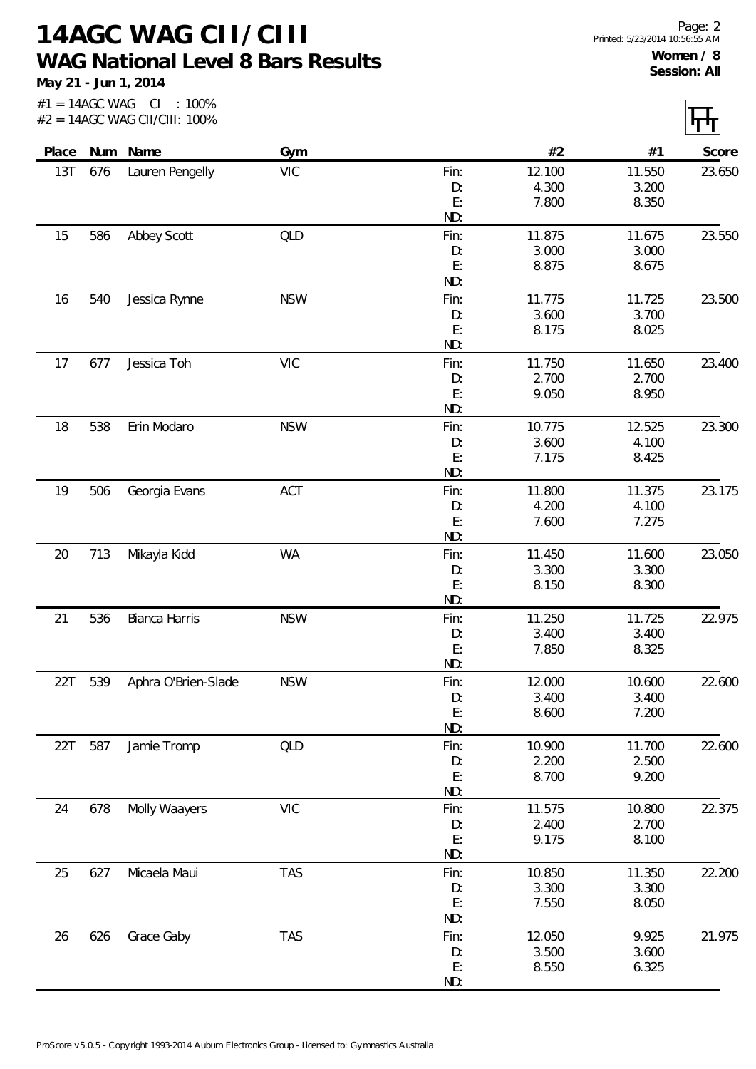# 14AGC WAG CII/CIII

## WAG National Level 8 Bars Results

**May 21 - Jun 1, 2014**

Women / 8
Session: All

#1 = 14AGC WAG CI : 100%
#2 = 14AGC WAG CII/CIII: 100%

| Place | Num | Name | Gym | | #2 | #1 | Score |
|---|---|---|---|---|---|---|---|
| 13T | 676 | Lauren Pengelly | VIC | Fin: | 12.100 | 11.550 | 23.650 |
| | | | | D: | 4.300 | 3.200 | |
| | | | | E: | 7.800 | 8.350 | |
| | | | | ND: | | | |
| 15 | 586 | Abbey Scott | QLD | Fin: | 11.875 | 11.675 | 23.550 |
| | | | | D: | 3.000 | 3.000 | |
| | | | | E: | 8.875 | 8.675 | |
| | | | | ND: | | | |
| 16 | 540 | Jessica Rynne | NSW | Fin: | 11.775 | 11.725 | 23.500 |
| | | | | D: | 3.600 | 3.700 | |
| | | | | E: | 8.175 | 8.025 | |
| | | | | ND: | | | |
| 17 | 677 | Jessica Toh | VIC | Fin: | 11.750 | 11.650 | 23.400 |
| | | | | D: | 2.700 | 2.700 | |
| | | | | E: | 9.050 | 8.950 | |
| | | | | ND: | | | |
| 18 | 538 | Erin Modaro | NSW | Fin: | 10.775 | 12.525 | 23.300 |
| | | | | D: | 3.600 | 4.100 | |
| | | | | E: | 7.175 | 8.425 | |
| | | | | ND: | | | |
| 19 | 506 | Georgia Evans | ACT | Fin: | 11.800 | 11.375 | 23.175 |
| | | | | D: | 4.200 | 4.100 | |
| | | | | E: | 7.600 | 7.275 | |
| | | | | ND: | | | |
| 20 | 713 | Mikayla Kidd | WA | Fin: | 11.450 | 11.600 | 23.050 |
| | | | | D: | 3.300 | 3.300 | |
| | | | | E: | 8.150 | 8.300 | |
| | | | | ND: | | | |
| 21 | 536 | Bianca Harris | NSW | Fin: | 11.250 | 11.725 | 22.975 |
| | | | | D: | 3.400 | 3.400 | |
| | | | | E: | 7.850 | 8.325 | |
| | | | | ND: | | | |
| 22T | 539 | Aphra O'Brien-Slade | NSW | Fin: | 12.000 | 10.600 | 22.600 |
| | | | | D: | 3.400 | 3.400 | |
| | | | | E: | 8.600 | 7.200 | |
| | | | | ND: | | | |
| 22T | 587 | Jamie Tromp | QLD | Fin: | 10.900 | 11.700 | 22.600 |
| | | | | D: | 2.200 | 2.500 | |
| | | | | E: | 8.700 | 9.200 | |
| | | | | ND: | | | |
| 24 | 678 | Molly Waayers | VIC | Fin: | 11.575 | 10.800 | 22.375 |
| | | | | D: | 2.400 | 2.700 | |
| | | | | E: | 9.175 | 8.100 | |
| | | | | ND: | | | |
| 25 | 627 | Micaela Maui | TAS | Fin: | 10.850 | 11.350 | 22.200 |
| | | | | D: | 3.300 | 3.300 | |
| | | | | E: | 7.550 | 8.050 | |
| | | | | ND: | | | |
| 26 | 626 | Grace Gaby | TAS | Fin: | 12.050 | 9.925 | 21.975 |
| | | | | D: | 3.500 | 3.600 | |
| | | | | E: | 8.550 | 6.325 | |
| | | | | ND: | | | |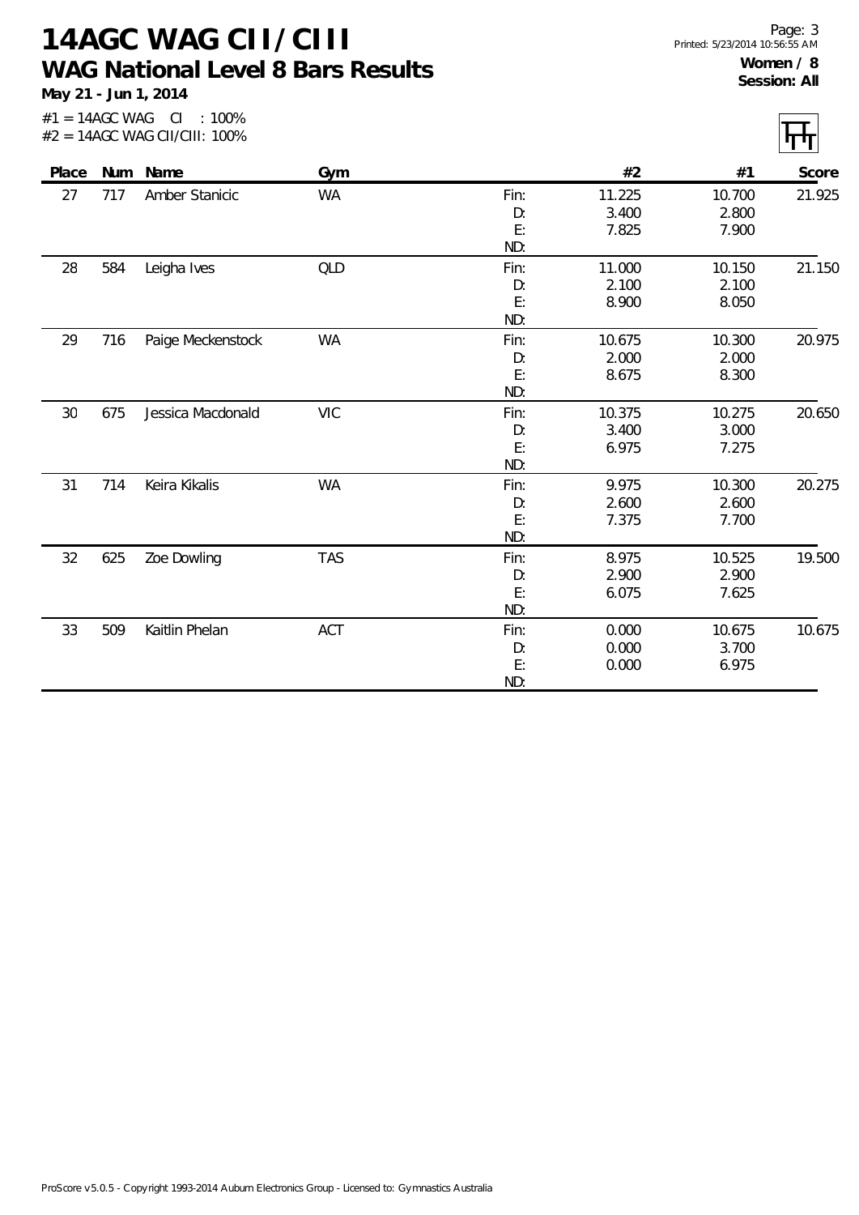# 14AGC WAG CII/CIII

## WAG National Level 8 Bars Results

**May 21 - Jun 1, 2014**

**Women / 8**
**Session: All**

#1 = 14AGC WAG CI : 100%
#2 = 14AGC WAG CII/CIII: 100%

| Place | Num | Name | Gym | | #2 | #1 | Score |
|---|---|---|---|---|---|---|---|
| 27 | 717 | Amber Stanicic | WA | Fin: | 11.225 | 10.700 | 21.925 |
| | | | | D: | 3.400 | 2.800 | |
| | | | | E: | 7.825 | 7.900 | |
| | | | | ND: | | | |
| 28 | 584 | Leigha Ives | QLD | Fin: | 11.000 | 10.150 | 21.150 |
| | | | | D: | 2.100 | 2.100 | |
| | | | | E: | 8.900 | 8.050 | |
| | | | | ND: | | | |
| 29 | 716 | Paige Meckenstock | WA | Fin: | 10.675 | 10.300 | 20.975 |
| | | | | D: | 2.000 | 2.000 | |
| | | | | E: | 8.675 | 8.300 | |
| | | | | ND: | | | |
| 30 | 675 | Jessica Macdonald | VIC | Fin: | 10.375 | 10.275 | 20.650 |
| | | | | D: | 3.400 | 3.000 | |
| | | | | E: | 6.975 | 7.275 | |
| | | | | ND: | | | |
| 31 | 714 | Keira Kikalis | WA | Fin: | 9.975 | 10.300 | 20.275 |
| | | | | D: | 2.600 | 2.600 | |
| | | | | E: | 7.375 | 7.700 | |
| | | | | ND: | | | |
| 32 | 625 | Zoe Dowling | TAS | Fin: | 8.975 | 10.525 | 19.500 |
| | | | | D: | 2.900 | 2.900 | |
| | | | | E: | 6.075 | 7.625 | |
| | | | | ND: | | | |
| 33 | 509 | Kaitlin Phelan | ACT | Fin: | 0.000 | 10.675 | 10.675 |
| | | | | D: | 0.000 | 3.700 | |
| | | | | E: | 0.000 | 6.975 | |
| | | | | ND: | | | |

ProScore v5.0.5 - Copyright 1993-2014 Auburn Electronics Group - Licensed to: Gymnastics Australia